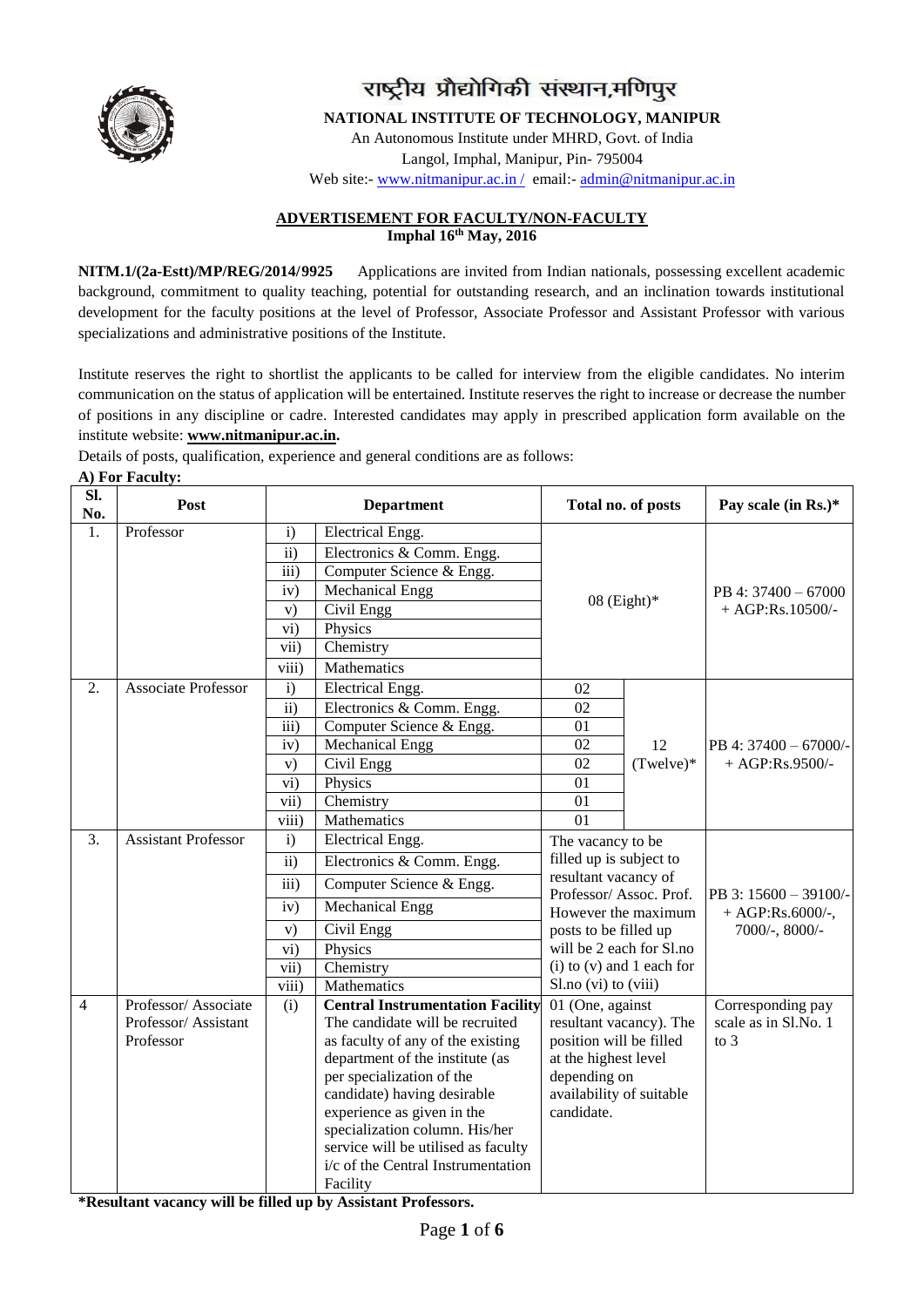# राष्ट्रीय प्रौद्योगिकी संस्थान,मणिपुर

**NATIONAL INSTITUTE OF TECHNOLOGY, MANIPUR**

An Autonomous Institute under MHRD, Govt. of India

Langol, Imphal, Manipur, Pin- 795004

Web site:- www.nitmanipur.ac.in / email:- admin@nitmanipur.ac.in

## ADVERTISEMENT FOR FACULTY/NON-FACULTY

**Imphal 16th May, 2016**

**NITM.1/(2a-Estt)/MP/REG/2014/9925** Applications are invited from Indian nationals, possessing excellent academic background, commitment to quality teaching, potential for outstanding research, and an inclination towards institutional development for the faculty positions at the level of Professor, Associate Professor and Assistant Professor with various specializations and administrative positions of the Institute.

Institute reserves the right to shortlist the applicants to be called for interview from the eligible candidates. No interim communication on the status of application will be entertained. Institute reserves the right to increase or decrease the number of positions in any discipline or cadre. Interested candidates may apply in prescribed application form available on the institute website: **www.nitmanipur.ac.in.**

Details of posts, qualification, experience and general conditions are as follows:

**A) For Faculty:**

| Sl. No. | Post | | Department | Total no. of posts | | Pay scale (in Rs.)* |
|---|---|---|---|---|---|---|
| 1. | Professor | i) | Electrical Engg. | 08 (Eight)* | | PB 4: 37400 – 67000 + AGP:Rs.10500/- |
| | | ii) | Electronics & Comm. Engg. | | | |
| | | iii) | Computer Science & Engg. | | | |
| | | iv) | Mechanical Engg | | | |
| | | v) | Civil Engg | | | |
| | | vi) | Physics | | | |
| | | vii) | Chemistry | | | |
| | | viii) | Mathematics | | | |
| 2. | Associate Professor | i) | Electrical Engg. | 02 | 12 (Twelve)* | PB 4: 37400 – 67000/- + AGP:Rs.9500/- |
| | | ii) | Electronics & Comm. Engg. | 02 | | |
| | | iii) | Computer Science & Engg. | 01 | | |
| | | iv) | Mechanical Engg | 02 | | |
| | | v) | Civil Engg | 02 | | |
| | | vi) | Physics | 01 | | |
| | | vii) | Chemistry | 01 | | |
| | | viii) | Mathematics | 01 | | |
| 3. | Assistant Professor | i) | Electrical Engg. | The vacancy to be filled up is subject to resultant vacancy of Professor/ Assoc. Prof. However the maximum posts to be filled up will be 2 each for Sl.no (i) to (v) and 1 each for Sl.no (vi) to (viii) | | PB 3: 15600 – 39100/- + AGP:Rs.6000/-, 7000/-, 8000/- |
| | | ii) | Electronics & Comm. Engg. | | | |
| | | iii) | Computer Science & Engg. | | | |
| | | iv) | Mechanical Engg | | | |
| | | v) | Civil Engg | | | |
| | | vi) | Physics | | | |
| | | vii) | Chemistry | | | |
| | | viii) | Mathematics | | | |
| 4 | Professor/ Associate Professor/ Assistant Professor | (i) | **Central Instrumentation Facility** The candidate will be recruited as faculty of any of the existing department of the institute (as per specialization of the candidate) having desirable experience as given in the specialization column. His/her service will be utilised as faculty i/c of the Central Instrumentation Facility | 01 (One, against resultant vacancy). The position will be filled at the highest level depending on availability of suitable candidate. | | Corresponding pay scale as in Sl.No. 1 to 3 |

**\*Resultant vacancy will be filled up by Assistant Professors.**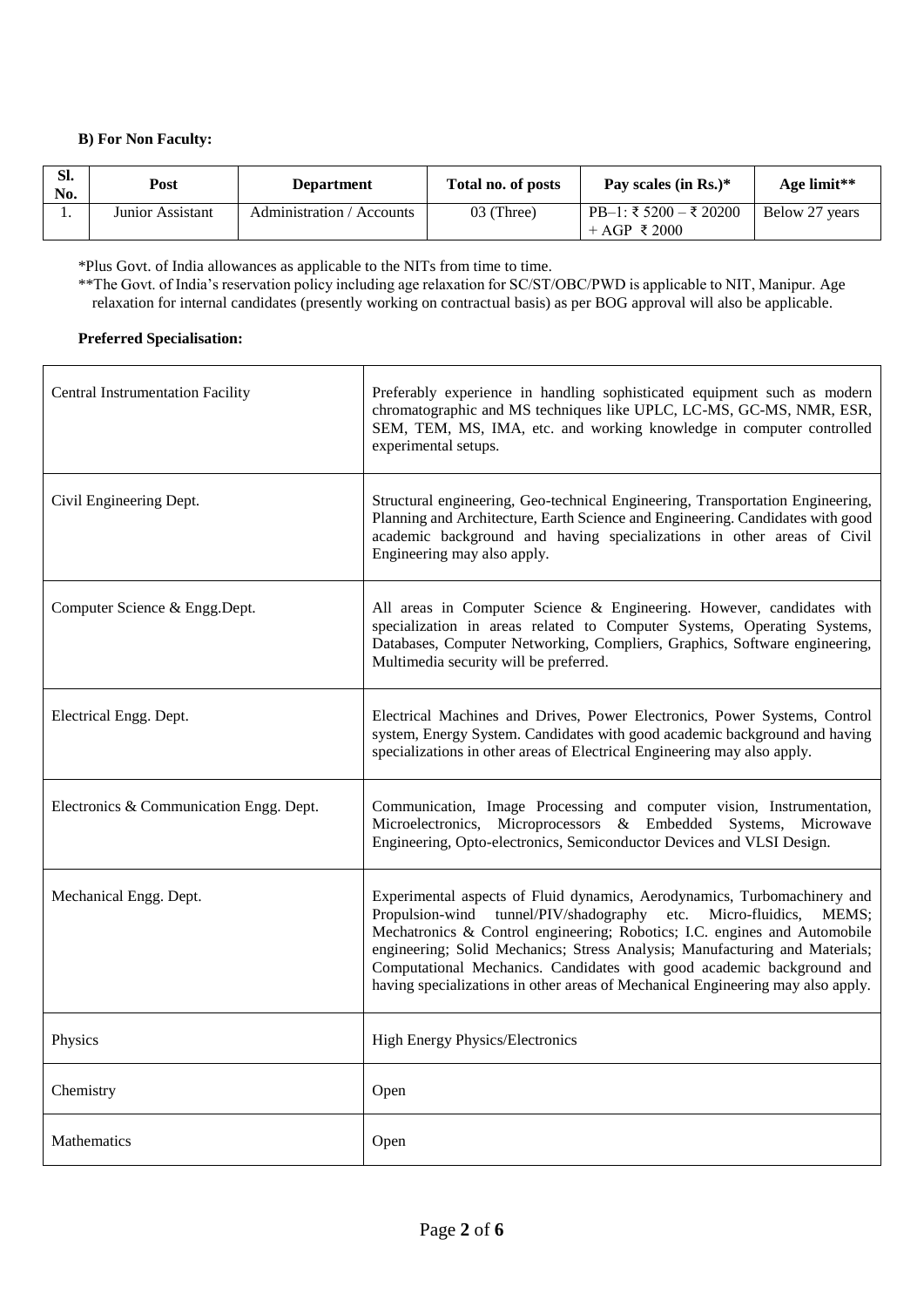**B) For Non Faculty:**

| Sl. No. | Post | Department | Total no. of posts | Pay scales (in Rs.)* | Age limit** |
|---|---|---|---|---|---|
| 1. | Junior Assistant | Administration / Accounts | 03 (Three) | PB–1: ₹ 5200 – ₹ 20200 + AGP ₹ 2000 | Below 27 years |

*Plus Govt. of India allowances as applicable to the NITs from time to time.

**The Govt. of India's reservation policy including age relaxation for SC/ST/OBC/PWD is applicable to NIT, Manipur. Age relaxation for internal candidates (presently working on contractual basis) as per BOG approval will also be applicable.

**Preferred Specialisation:**

| | |
|---|---|
| Central Instrumentation Facility | Preferably experience in handling sophisticated equipment such as modern chromatographic and MS techniques like UPLC, LC-MS, GC-MS, NMR, ESR, SEM, TEM, MS, IMA, etc. and working knowledge in computer controlled experimental setups. |
| Civil Engineering Dept. | Structural engineering, Geo-technical Engineering, Transportation Engineering, Planning and Architecture, Earth Science and Engineering. Candidates with good academic background and having specializations in other areas of Civil Engineering may also apply. |
| Computer Science & Engg.Dept. | All areas in Computer Science & Engineering. However, candidates with specialization in areas related to Computer Systems, Operating Systems, Databases, Computer Networking, Compliers, Graphics, Software engineering, Multimedia security will be preferred. |
| Electrical Engg. Dept. | Electrical Machines and Drives, Power Electronics, Power Systems, Control system, Energy System. Candidates with good academic background and having specializations in other areas of Electrical Engineering may also apply. |
| Electronics & Communication Engg. Dept. | Communication, Image Processing and computer vision, Instrumentation, Microelectronics, Microprocessors & Embedded Systems, Microwave Engineering, Opto-electronics, Semiconductor Devices and VLSI Design. |
| Mechanical Engg. Dept. | Experimental aspects of Fluid dynamics, Aerodynamics, Turbomachinery and Propulsion-wind tunnel/PIV/shadography etc. Micro-fluidics, MEMS; Mechatronics & Control engineering; Robotics; I.C. engines and Automobile engineering; Solid Mechanics; Stress Analysis; Manufacturing and Materials; Computational Mechanics. Candidates with good academic background and having specializations in other areas of Mechanical Engineering may also apply. |
| Physics | High Energy Physics/Electronics |
| Chemistry | Open |
| Mathematics | Open |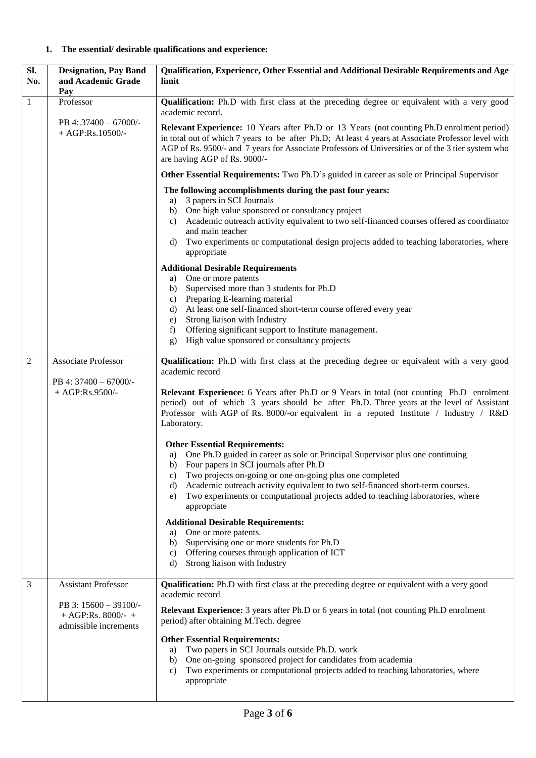1. **The essential/ desirable qualifications and experience:**

| Sl. No. | Designation, Pay Band and Academic Grade Pay | Qualification, Experience, Other Essential and Additional Desirable Requirements and Age limit |
|---|---|---|
| 1 | Professor<br><br>PB 4:.37400 – 67000/- + AGP:Rs.10500/- | **Qualification:** Ph.D with first class at the preceding degree or equivalent with a very good academic record.<br><br>**Relevant Experience:** 10 Years after Ph.D or 13 Years (not counting Ph.D enrolment period) in total out of which 7 years to be after Ph.D; At least 4 years at Associate Professor level with AGP of Rs. 9500/- and 7 years for Associate Professors of Universities or of the 3 tier system who are having AGP of Rs. 9000/-<br><br>**Other Essential Requirements:** Two Ph.D's guided in career as sole or Principal Supervisor<br><br>**The following accomplishments during the past four years:**<br>a) 3 papers in SCI Journals<br>b) One high value sponsored or consultancy project<br>c) Academic outreach activity equivalent to two self-financed courses offered as coordinator and main teacher<br>d) Two experiments or computational design projects added to teaching laboratories, where appropriate<br><br>**Additional Desirable Requirements**<br>a) One or more patents<br>b) Supervised more than 3 students for Ph.D<br>c) Preparing E-learning material<br>d) At least one self-financed short-term course offered every year<br>e) Strong liaison with Industry<br>f) Offering significant support to Institute management.<br>g) High value sponsored or consultancy projects |
| 2 | Associate Professor<br><br>PB 4: 37400 – 67000/- + AGP:Rs.9500/- | **Qualification:** Ph.D with first class at the preceding degree or equivalent with a very good academic record<br><br>**Relevant Experience:** 6 Years after Ph.D or 9 Years in total (not counting Ph.D enrolment period) out of which 3 years should be after Ph.D. Three years at the level of Assistant Professor with AGP of Rs. 8000/-or equivalent in a reputed Institute / Industry / R&D Laboratory.<br><br>**Other Essential Requirements:**<br>a) One Ph.D guided in career as sole or Principal Supervisor plus one continuing<br>b) Four papers in SCI journals after Ph.D<br>c) Two projects on-going or one on-going plus one completed<br>d) Academic outreach activity equivalent to two self-financed short-term courses.<br>e) Two experiments or computational projects added to teaching laboratories, where appropriate<br><br>**Additional Desirable Requirements:**<br>a) One or more patents.<br>b) Supervising one or more students for Ph.D<br>c) Offering courses through application of ICT<br>d) Strong liaison with Industry |
| 3 | Assistant Professor<br><br>PB 3: 15600 – 39100/- + AGP:Rs. 8000/- + admissible increments | **Qualification:** Ph.D with first class at the preceding degree or equivalent with a very good academic record<br><br>**Relevant Experience:** 3 years after Ph.D or 6 years in total (not counting Ph.D enrolment period) after obtaining M.Tech. degree<br><br>**Other Essential Requirements:**<br>a) Two papers in SCI Journals outside Ph.D. work<br>b) One on-going sponsored project for candidates from academia<br>c) Two experiments or computational projects added to teaching laboratories, where appropriate |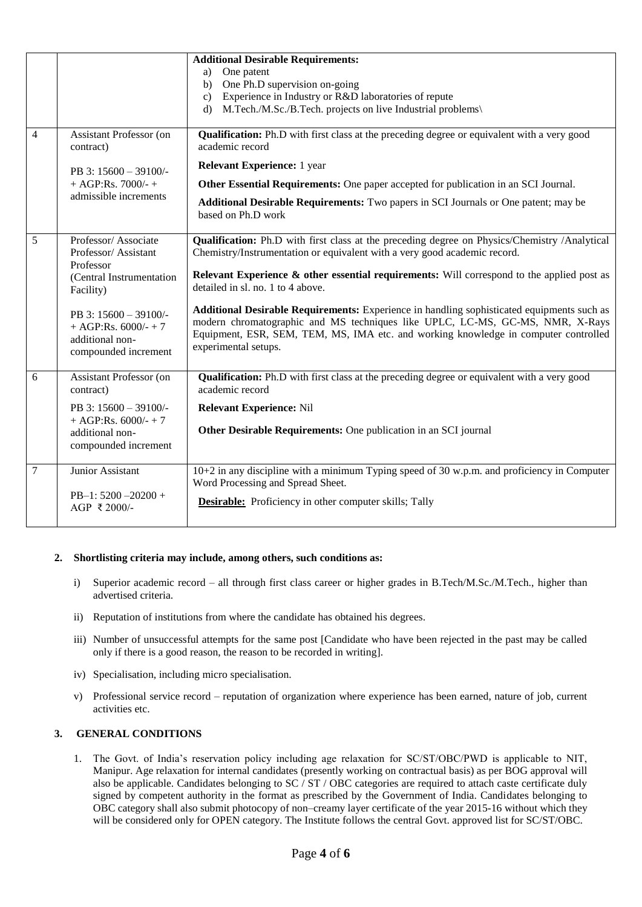| | | |
|---|---|---|
| | | **Additional Desirable Requirements:**<br>a) One patent<br>b) One Ph.D supervision on-going<br>c) Experience in Industry or R&D laboratories of repute<br>d) M.Tech./M.Sc./B.Tech. projects on live Industrial problems\ |
| 4 | Assistant Professor (on contract)<br><br>PB 3: 15600 – 39100/- + AGP:Rs. 7000/- + admissible increments | **Qualification:** Ph.D with first class at the preceding degree or equivalent with a very good academic record<br><br>**Relevant Experience:** 1 year<br><br>**Other Essential Requirements:** One paper accepted for publication in an SCI Journal.<br><br>**Additional Desirable Requirements:** Two papers in SCI Journals or One patent; may be based on Ph.D work |
| 5 | Professor/ Associate Professor/ Assistant Professor (Central Instrumentation Facility)<br><br>PB 3: 15600 – 39100/- + AGP:Rs. 6000/- + 7 additional non-compounded increment | **Qualification:** Ph.D with first class at the preceding degree on Physics/Chemistry /Analytical Chemistry/Instrumentation or equivalent with a very good academic record.<br><br>**Relevant Experience & other essential requirements:** Will correspond to the applied post as detailed in sl. no. 1 to 4 above.<br><br>**Additional Desirable Requirements:** Experience in handling sophisticated equipments such as modern chromatographic and MS techniques like UPLC, LC-MS, GC-MS, NMR, X-Rays Equipment, ESR, SEM, TEM, MS, IMA etc. and working knowledge in computer controlled experimental setups. |
| 6 | Assistant Professor (on contract)<br><br>PB 3: 15600 – 39100/- + AGP:Rs. 6000/- + 7 additional non-compounded increment | **Qualification:** Ph.D with first class at the preceding degree or equivalent with a very good academic record<br><br>**Relevant Experience:** Nil<br><br>**Other Desirable Requirements:** One publication in an SCI journal |
| 7 | Junior Assistant<br><br>PB–1: 5200 –20200 + AGP ₹ 2000/- | 10+2 in any discipline with a minimum Typing speed of 30 w.p.m. and proficiency in Computer Word Processing and Spread Sheet.<br><br>**Desirable:** Proficiency in other computer skills; Tally |

**2. Shortlisting criteria may include, among others, such conditions as:**

i) Superior academic record – all through first class career or higher grades in B.Tech/M.Sc./M.Tech., higher than advertised criteria.

ii) Reputation of institutions from where the candidate has obtained his degrees.

iii) Number of unsuccessful attempts for the same post [Candidate who have been rejected in the past may be called only if there is a good reason, the reason to be recorded in writing].

iv) Specialisation, including micro specialisation.

v) Professional service record – reputation of organization where experience has been earned, nature of job, current activities etc.

**3. GENERAL CONDITIONS**

1. The Govt. of India's reservation policy including age relaxation for SC/ST/OBC/PWD is applicable to NIT, Manipur. Age relaxation for internal candidates (presently working on contractual basis) as per BOG approval will also be applicable. Candidates belonging to SC / ST / OBC categories are required to attach caste certificate duly signed by competent authority in the format as prescribed by the Government of India. Candidates belonging to OBC category shall also submit photocopy of non–creamy layer certificate of the year 2015-16 without which they will be considered only for OPEN category. The Institute follows the central Govt. approved list for SC/ST/OBC.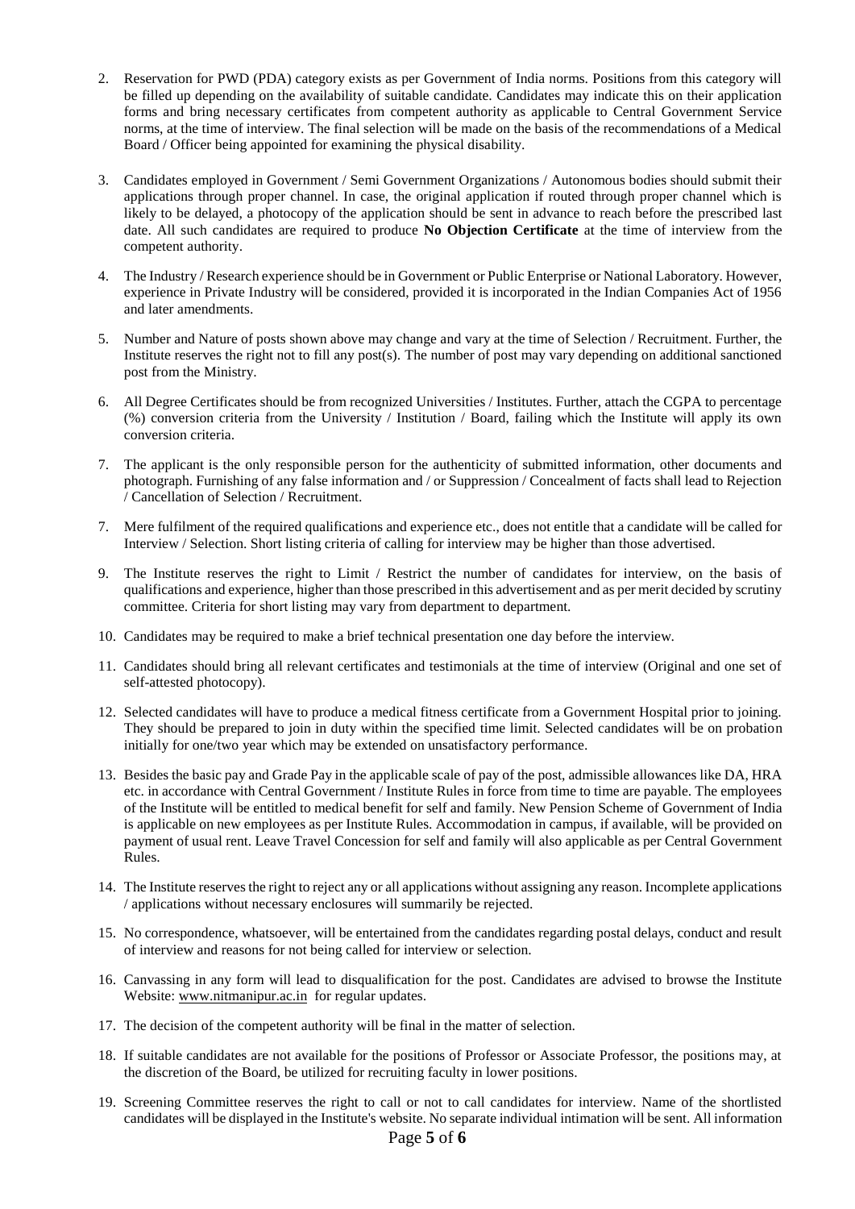2. Reservation for PWD (PDA) category exists as per Government of India norms. Positions from this category will be filled up depending on the availability of suitable candidate. Candidates may indicate this on their application forms and bring necessary certificates from competent authority as applicable to Central Government Service norms, at the time of interview. The final selection will be made on the basis of the recommendations of a Medical Board / Officer being appointed for examining the physical disability.

3. Candidates employed in Government / Semi Government Organizations / Autonomous bodies should submit their applications through proper channel. In case, the original application if routed through proper channel which is likely to be delayed, a photocopy of the application should be sent in advance to reach before the prescribed last date. All such candidates are required to produce **No Objection Certificate** at the time of interview from the competent authority.

4. The Industry / Research experience should be in Government or Public Enterprise or National Laboratory. However, experience in Private Industry will be considered, provided it is incorporated in the Indian Companies Act of 1956 and later amendments.

5. Number and Nature of posts shown above may change and vary at the time of Selection / Recruitment. Further, the Institute reserves the right not to fill any post(s). The number of post may vary depending on additional sanctioned post from the Ministry.

6. All Degree Certificates should be from recognized Universities / Institutes. Further, attach the CGPA to percentage (%) conversion criteria from the University / Institution / Board, failing which the Institute will apply its own conversion criteria.

7. The applicant is the only responsible person for the authenticity of submitted information, other documents and photograph. Furnishing of any false information and / or Suppression / Concealment of facts shall lead to Rejection / Cancellation of Selection / Recruitment.

7. Mere fulfilment of the required qualifications and experience etc., does not entitle that a candidate will be called for Interview / Selection. Short listing criteria of calling for interview may be higher than those advertised.

9. The Institute reserves the right to Limit / Restrict the number of candidates for interview, on the basis of qualifications and experience, higher than those prescribed in this advertisement and as per merit decided by scrutiny committee. Criteria for short listing may vary from department to department.

10. Candidates may be required to make a brief technical presentation one day before the interview.

11. Candidates should bring all relevant certificates and testimonials at the time of interview (Original and one set of self-attested photocopy).

12. Selected candidates will have to produce a medical fitness certificate from a Government Hospital prior to joining. They should be prepared to join in duty within the specified time limit. Selected candidates will be on probation initially for one/two year which may be extended on unsatisfactory performance.

13. Besides the basic pay and Grade Pay in the applicable scale of pay of the post, admissible allowances like DA, HRA etc. in accordance with Central Government / Institute Rules in force from time to time are payable. The employees of the Institute will be entitled to medical benefit for self and family. New Pension Scheme of Government of India is applicable on new employees as per Institute Rules. Accommodation in campus, if available, will be provided on payment of usual rent. Leave Travel Concession for self and family will also applicable as per Central Government Rules.

14. The Institute reserves the right to reject any or all applications without assigning any reason. Incomplete applications / applications without necessary enclosures will summarily be rejected.

15. No correspondence, whatsoever, will be entertained from the candidates regarding postal delays, conduct and result of interview and reasons for not being called for interview or selection.

16. Canvassing in any form will lead to disqualification for the post. Candidates are advised to browse the Institute Website: www.nitmanipur.ac.in for regular updates.

17. The decision of the competent authority will be final in the matter of selection.

18. If suitable candidates are not available for the positions of Professor or Associate Professor, the positions may, at the discretion of the Board, be utilized for recruiting faculty in lower positions.

19. Screening Committee reserves the right to call or not to call candidates for interview. Name of the shortlisted candidates will be displayed in the Institute's website. No separate individual intimation will be sent. All information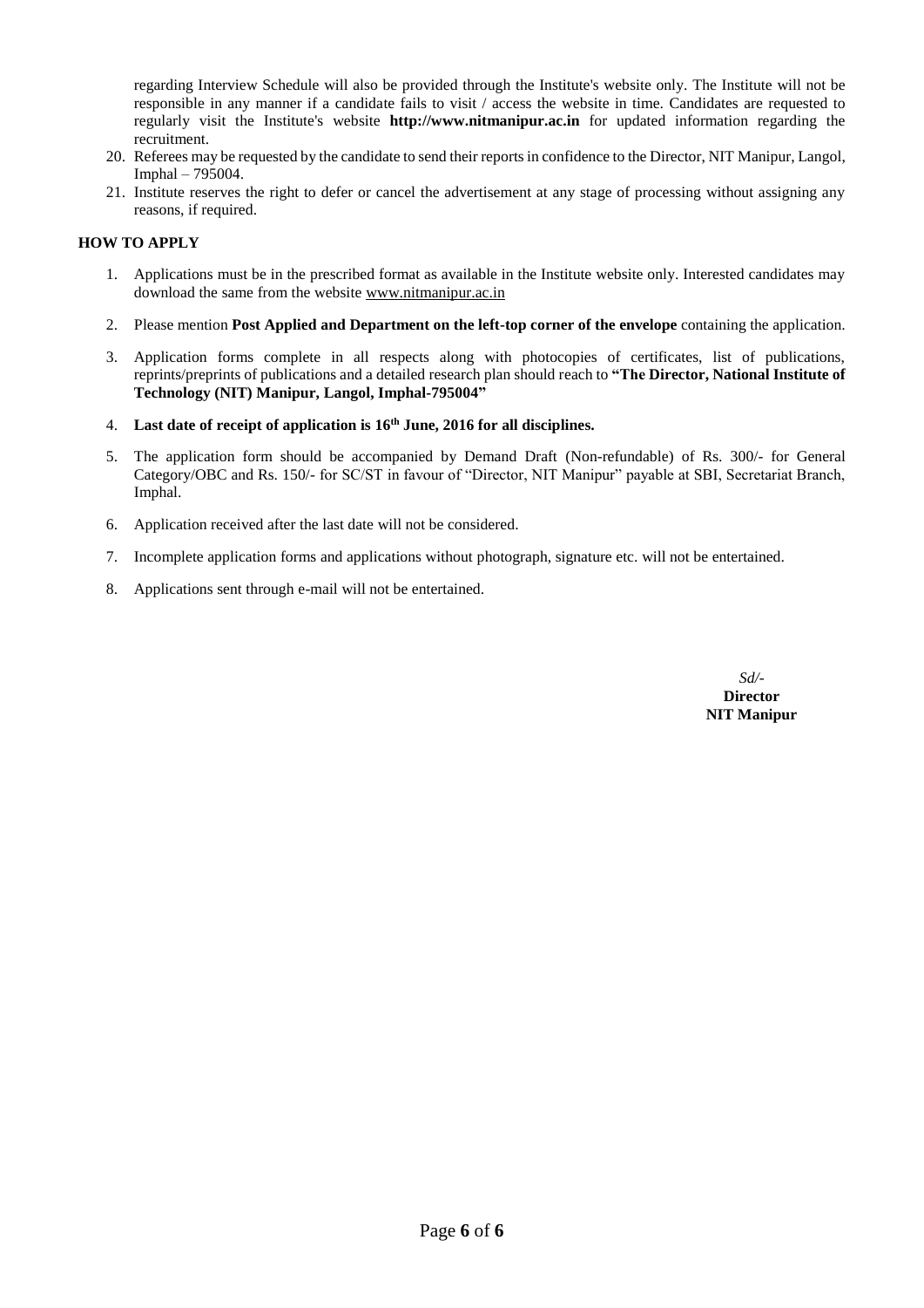regarding Interview Schedule will also be provided through the Institute's website only. The Institute will not be responsible in any manner if a candidate fails to visit / access the website in time. Candidates are requested to regularly visit the Institute's website **http://www.nitmanipur.ac.in** for updated information regarding the recruitment.

20. Referees may be requested by the candidate to send their reports in confidence to the Director, NIT Manipur, Langol, Imphal – 795004.
21. Institute reserves the right to defer or cancel the advertisement at any stage of processing without assigning any reasons, if required.

**HOW TO APPLY**

1. Applications must be in the prescribed format as available in the Institute website only. Interested candidates may download the same from the website www.nitmanipur.ac.in
2. Please mention **Post Applied and Department on the left-top corner of the envelope** containing the application.
3. Application forms complete in all respects along with photocopies of certificates, list of publications, reprints/preprints of publications and a detailed research plan should reach to **"The Director, National Institute of Technology (NIT) Manipur, Langol, Imphal-795004"**
4. **Last date of receipt of application is 16th June, 2016 for all disciplines.**
5. The application form should be accompanied by Demand Draft (Non-refundable) of Rs. 300/- for General Category/OBC and Rs. 150/- for SC/ST in favour of "Director, NIT Manipur" payable at SBI, Secretariat Branch, Imphal.
6. Application received after the last date will not be considered.
7. Incomplete application forms and applications without photograph, signature etc. will not be entertained.
8. Applications sent through e-mail will not be entertained.

*Sd/-*
**Director**
**NIT Manipur**